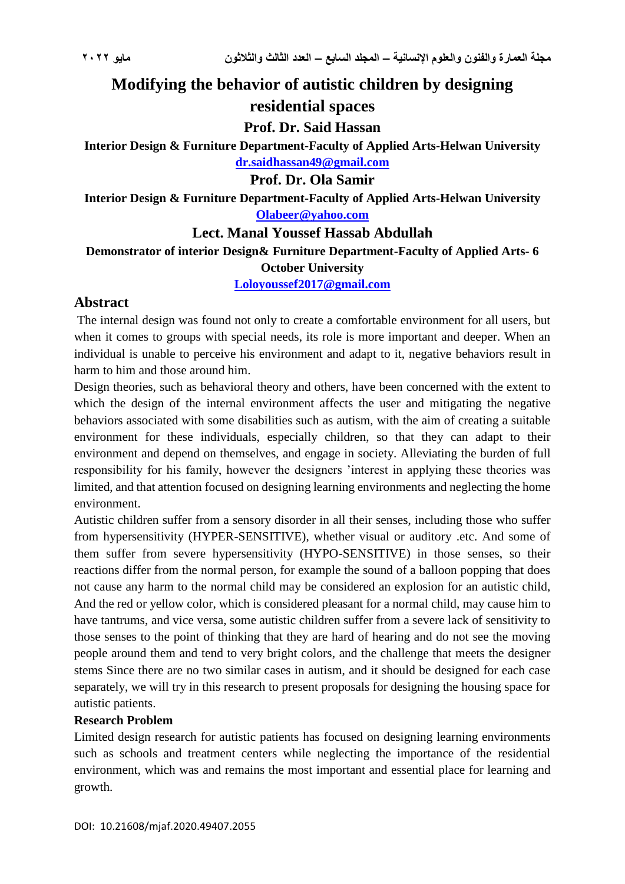# Modifying the behavior of autistic children by designing residential spaces

**Prof. Dr. Said Hassan**

**Interior Design & Furniture Department-Faculty of Applied Arts-Helwan University**

**dr.saidhassan49@gmail.com**

**Prof. Dr. Ola Samir**

**Interior Design & Furniture Department-Faculty of Applied Arts-Helwan University**

**Olabeer@yahoo.com**

**Lect. Manal Youssef Hassab Abdullah**

**Demonstrator of interior Design& Furniture Department-Faculty of Applied Arts- 6 October University**

**Loloyoussef2017@gmail.com**

## Abstract

The internal design was found not only to create a comfortable environment for all users, but when it comes to groups with special needs, its role is more important and deeper. When an individual is unable to perceive his environment and adapt to it, negative behaviors result in harm to him and those around him.

Design theories, such as behavioral theory and others, have been concerned with the extent to which the design of the internal environment affects the user and mitigating the negative behaviors associated with some disabilities such as autism, with the aim of creating a suitable environment for these individuals, especially children, so that they can adapt to their environment and depend on themselves, and engage in society. Alleviating the burden of full responsibility for his family, however the designers 'interest in applying these theories was limited, and that attention focused on designing learning environments and neglecting the home environment.

Autistic children suffer from a sensory disorder in all their senses, including those who suffer from hypersensitivity (HYPER-SENSITIVE), whether visual or auditory .etc. And some of them suffer from severe hypersensitivity (HYPO-SENSITIVE) in those senses, so their reactions differ from the normal person, for example the sound of a balloon popping that does not cause any harm to the normal child may be considered an explosion for an autistic child, And the red or yellow color, which is considered pleasant for a normal child, may cause him to have tantrums, and vice versa, some autistic children suffer from a severe lack of sensitivity to those senses to the point of thinking that they are hard of hearing and do not see the moving people around them and tend to very bright colors, and the challenge that meets the designer stems Since there are no two similar cases in autism, and it should be designed for each case separately, we will try in this research to present proposals for designing the housing space for autistic patients.

**Research Problem**

Limited design research for autistic patients has focused on designing learning environments such as schools and treatment centers while neglecting the importance of the residential environment, which was and remains the most important and essential place for learning and growth.

DOI: 10.21608/mjaf.2020.49407.2055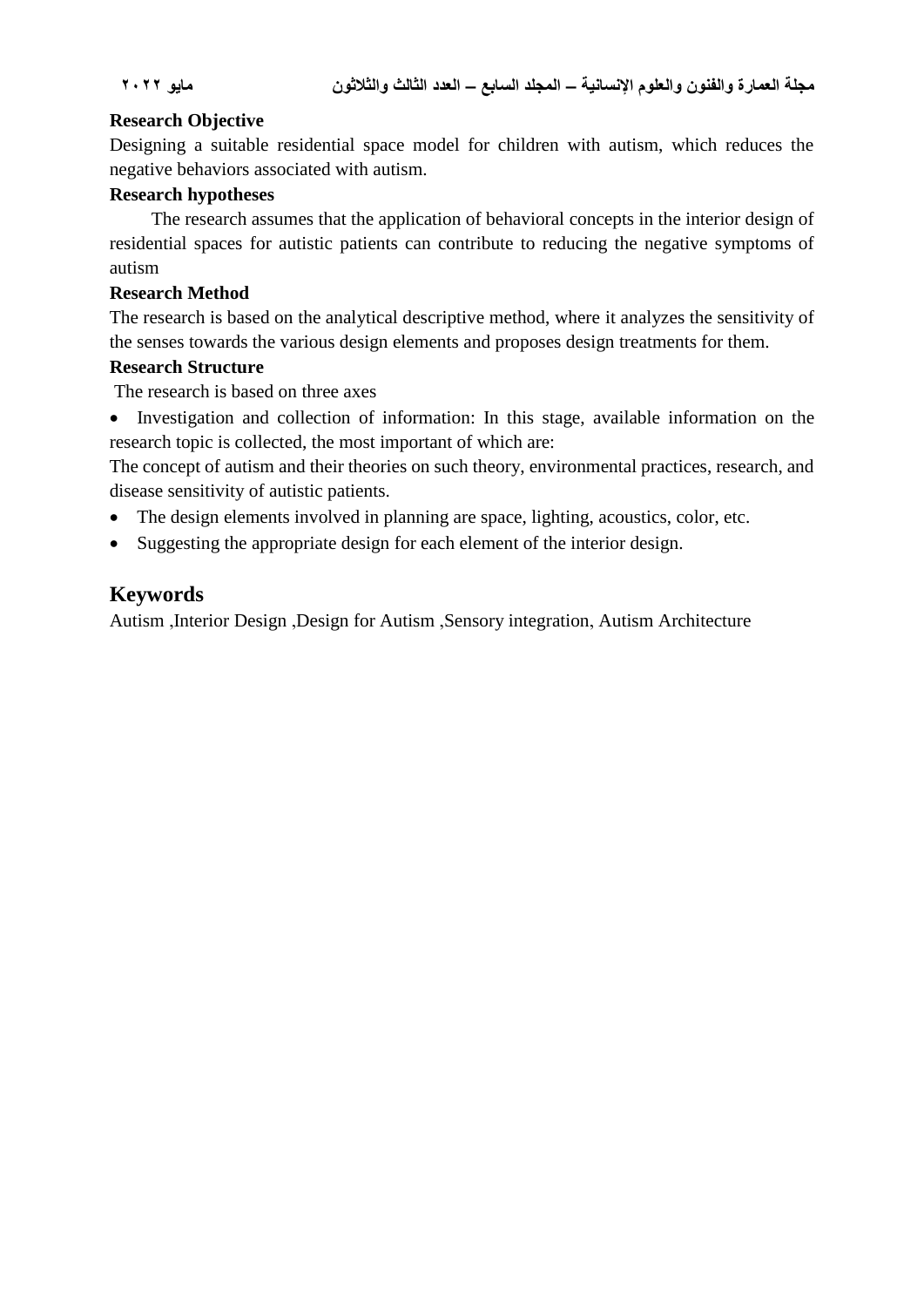**Research Objective**

Designing a suitable residential space model for children with autism, which reduces the negative behaviors associated with autism.

**Research hypotheses**

The research assumes that the application of behavioral concepts in the interior design of residential spaces for autistic patients can contribute to reducing the negative symptoms of autism

**Research Method**

The research is based on the analytical descriptive method, where it analyzes the sensitivity of the senses towards the various design elements and proposes design treatments for them.

**Research Structure**

The research is based on three axes

- Investigation and collection of information: In this stage, available information on the research topic is collected, the most important of which are:

The concept of autism and their theories on such theory, environmental practices, research, and disease sensitivity of autistic patients.

- The design elements involved in planning are space, lighting, acoustics, color, etc.
- Suggesting the appropriate design for each element of the interior design.

## Keywords

Autism ,Interior Design ,Design for Autism ,Sensory integration, Autism Architecture